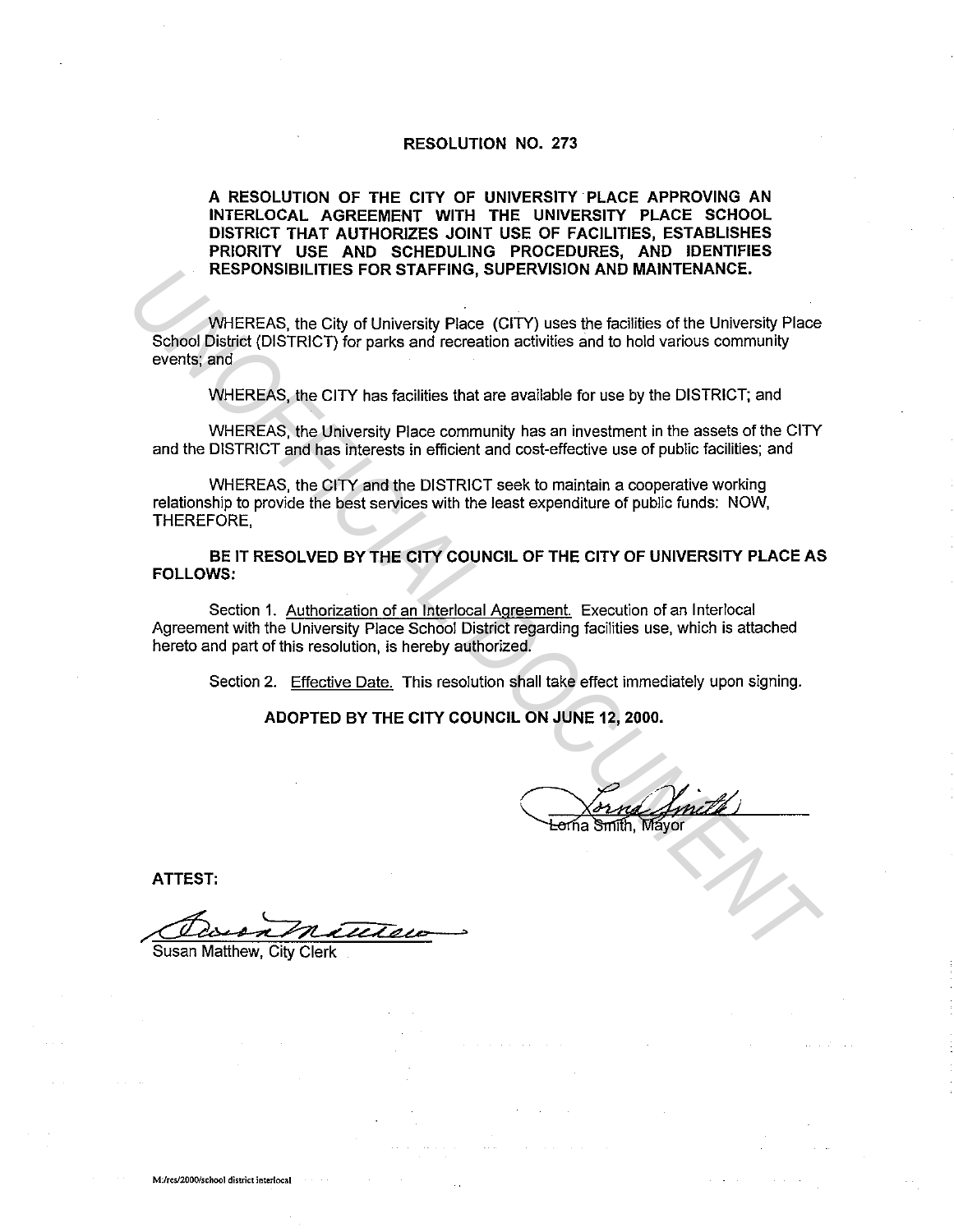# RESOLUTION NO. 273

**A RESOLUTION OF THE CITY OF UNIVERSITY PLACE APPROVING AN INTERLOCAL AGREEMENT WITH THE UNIVERSITY PLACE SCHOOL DISTRICT THAT AUTHORIZES JOINT USE OF FACILITIES, ESTABLISHES PRIORITY USE AND SCHEDULING PROCEDURES, AND IDENTIFIES RESPONSIBILITIES FOR STAFFING, SUPERVISION AND MAINTENANCE.**

WHEREAS, the City of University Place (CITY) uses the facilities of the University Place School District (DISTRICT) for parks and recreation activities and to hold various community events; and

WHEREAS, the CITY has facilities that are available for use by the DISTRICT; and

WHEREAS, the University Place community has an investment in the assets of the CITY and the DISTRICT and has interests in efficient and cost-effective use of public facilities; and

WHEREAS, the CITY and the DISTRICT seek to maintain a cooperative working relationship to provide the best services with the least expenditure of public funds: NOW, THEREFORE,

**BE IT RESOLVED BY THE CITY COUNCIL OF THE CITY OF UNIVERSITY PLACE AS FOLLOWS:**

Section 1. Authorization of an Interlocal Agreement. Execution of an Interlocal Agreement with the University Place School District regarding facilities use, which is attached hereto and part of this resolution, is hereby authorized.

Section 2. Effective Date. This resolution shall take effect immediately upon signing.

**ADOPTED BY THE CITY COUNCIL ON JUNE 12, 2000.**

Lorna Smith, Mayor

**ATTEST:**

Susan Matthew, City Clerk

M:/res/2000/school district interlocal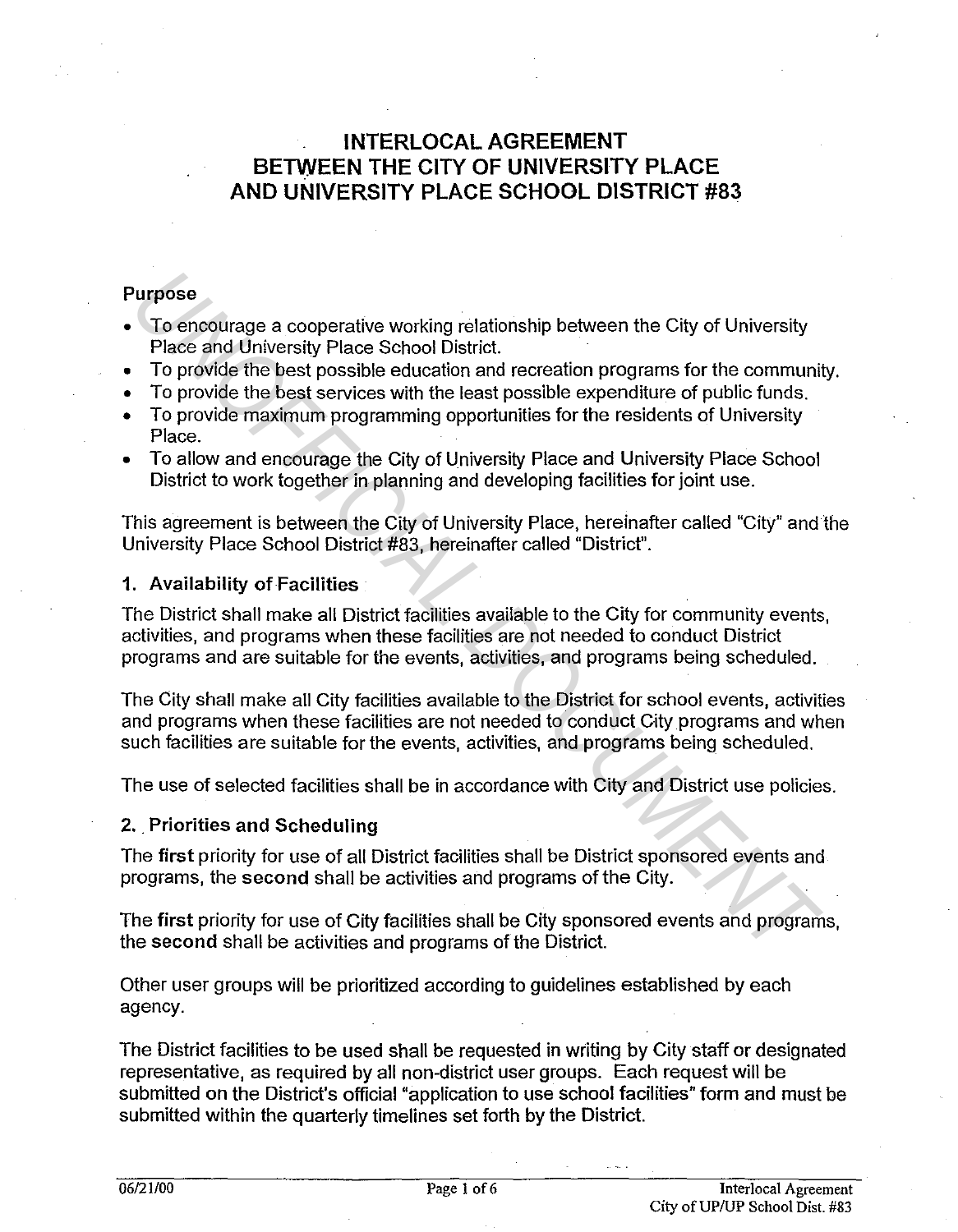# INTERLOCAL AGREEMENT
# BETWEEN THE CITY OF UNIVERSITY PLACE
# AND UNIVERSITY PLACE SCHOOL DISTRICT #83

### Purpose

- To encourage a cooperative working relationship between the City of University Place and University Place School District.
- To provide the best possible education and recreation programs for the community.
- To provide the best services with the least possible expenditure of public funds.
- To provide maximum programming opportunities for the residents of University Place.
- To allow and encourage the City of University Place and University Place School District to work together in planning and developing facilities for joint use.

This agreement is between the City of University Place, hereinafter called "City" and the University Place School District #83, hereinafter called "District".

### 1. Availability of Facilities

The District shall make all District facilities available to the City for community events, activities, and programs when these facilities are not needed to conduct District programs and are suitable for the events, activities, and programs being scheduled.

The City shall make all City facilities available to the District for school events, activities and programs when these facilities are not needed to conduct City programs and when such facilities are suitable for the events, activities, and programs being scheduled.

The use of selected facilities shall be in accordance with City and District use policies.

### 2. Priorities and Scheduling

The **first** priority for use of all District facilities shall be District sponsored events and programs, the **second** shall be activities and programs of the City.

The **first** priority for use of City facilities shall be City sponsored events and programs, the **second** shall be activities and programs of the District.

Other user groups will be prioritized according to guidelines established by each agency.

The District facilities to be used shall be requested in writing by City staff or designated representative, as required by all non-district user groups. Each request will be submitted on the District's official "application to use school facilities" form and must be submitted within the quarterly timelines set forth by the District.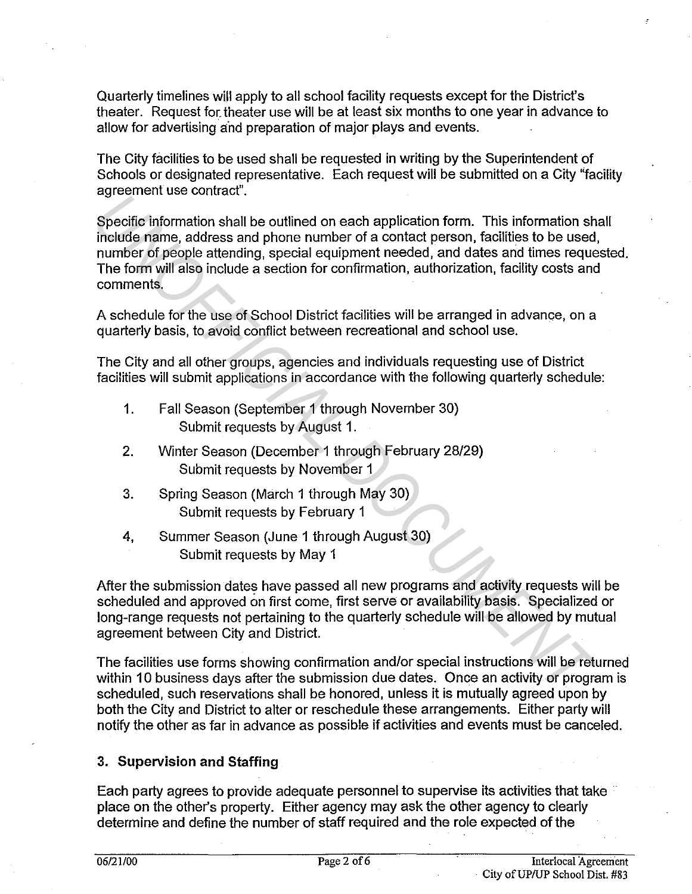Quarterly timelines will apply to all school facility requests except for the District's theater. Request for theater use will be at least six months to one year in advance to allow for advertising and preparation of major plays and events.

The City facilities to be used shall be requested in writing by the Superintendent of Schools or designated representative. Each request will be submitted on a City "facility agreement use contract".

Specific information shall be outlined on each application form. This information shall include name, address and phone number of a contact person, facilities to be used, number of people attending, special equipment needed, and dates and times requested. The form will also include a section for confirmation, authorization, facility costs and comments.

A schedule for the use of School District facilities will be arranged in advance, on a quarterly basis, to avoid conflict between recreational and school use.

The City and all other groups, agencies and individuals requesting use of District facilities will submit applications in accordance with the following quarterly schedule:

1. Fall Season (September 1 through November 30)
   Submit requests by August 1.
2. Winter Season (December 1 through February 28/29)
   Submit requests by November 1
3. Spring Season (March 1 through May 30)
   Submit requests by February 1
4. Summer Season (June 1 through August 30)
   Submit requests by May 1

After the submission dates have passed all new programs and activity requests will be scheduled and approved on first come, first serve or availability basis. Specialized or long-range requests not pertaining to the quarterly schedule will be allowed by mutual agreement between City and District.

The facilities use forms showing confirmation and/or special instructions will be returned within 10 business days after the submission due dates. Once an activity or program is scheduled, such reservations shall be honored, unless it is mutually agreed upon by both the City and District to alter or reschedule these arrangements. Either party will notify the other as far in advance as possible if activities and events must be canceled.

### 3. Supervision and Staffing

Each party agrees to provide adequate personnel to supervise its activities that take place on the other's property. Either agency may ask the other agency to clearly determine and define the number of staff required and the role expected of the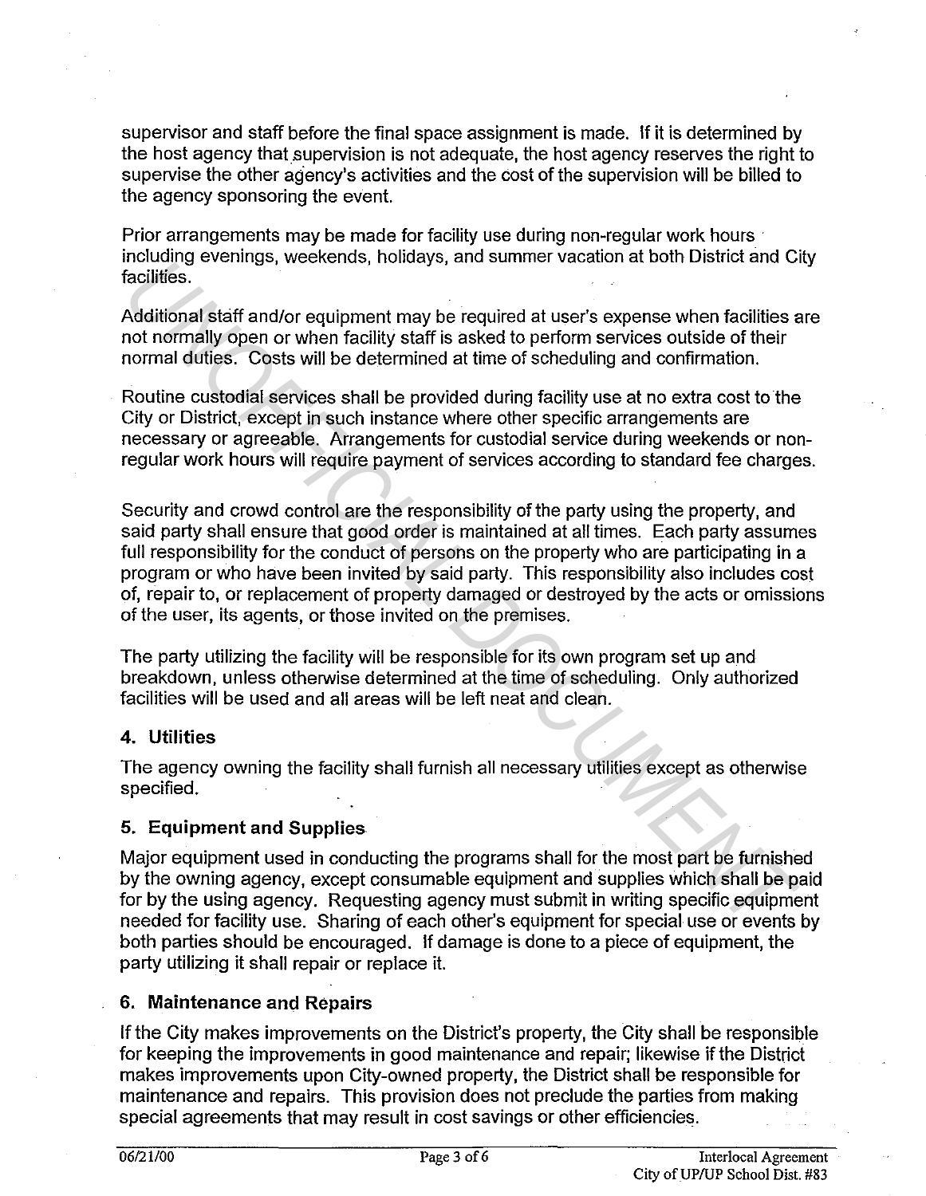supervisor and staff before the final space assignment is made. If it is determined by the host agency that supervision is not adequate, the host agency reserves the right to supervise the other agency's activities and the cost of the supervision will be billed to the agency sponsoring the event.

Prior arrangements may be made for facility use during non-regular work hours including evenings, weekends, holidays, and summer vacation at both District and City facilities.

Additional staff and/or equipment may be required at user's expense when facilities are not normally open or when facility staff is asked to perform services outside of their normal duties. Costs will be determined at time of scheduling and confirmation.

Routine custodial services shall be provided during facility use at no extra cost to the City or District, except in such instance where other specific arrangements are necessary or agreeable. Arrangements for custodial service during weekends or non-regular work hours will require payment of services according to standard fee charges.

Security and crowd control are the responsibility of the party using the property, and said party shall ensure that good order is maintained at all times. Each party assumes full responsibility for the conduct of persons on the property who are participating in a program or who have been invited by said party. This responsibility also includes cost of, repair to, or replacement of property damaged or destroyed by the acts or omissions of the user, its agents, or those invited on the premises.

The party utilizing the facility will be responsible for its own program set up and breakdown, unless otherwise determined at the time of scheduling. Only authorized facilities will be used and all areas will be left neat and clean.

## 4. Utilities

The agency owning the facility shall furnish all necessary utilities except as otherwise specified.

## 5. Equipment and Supplies

Major equipment used in conducting the programs shall for the most part be furnished by the owning agency, except consumable equipment and supplies which shall be paid for by the using agency. Requesting agency must submit in writing specific equipment needed for facility use. Sharing of each other's equipment for special use or events by both parties should be encouraged. If damage is done to a piece of equipment, the party utilizing it shall repair or replace it.

## 6. Maintenance and Repairs

If the City makes improvements on the District's property, the City shall be responsible for keeping the improvements in good maintenance and repair; likewise if the District makes improvements upon City-owned property, the District shall be responsible for maintenance and repairs. This provision does not preclude the parties from making special agreements that may result in cost savings or other efficiencies.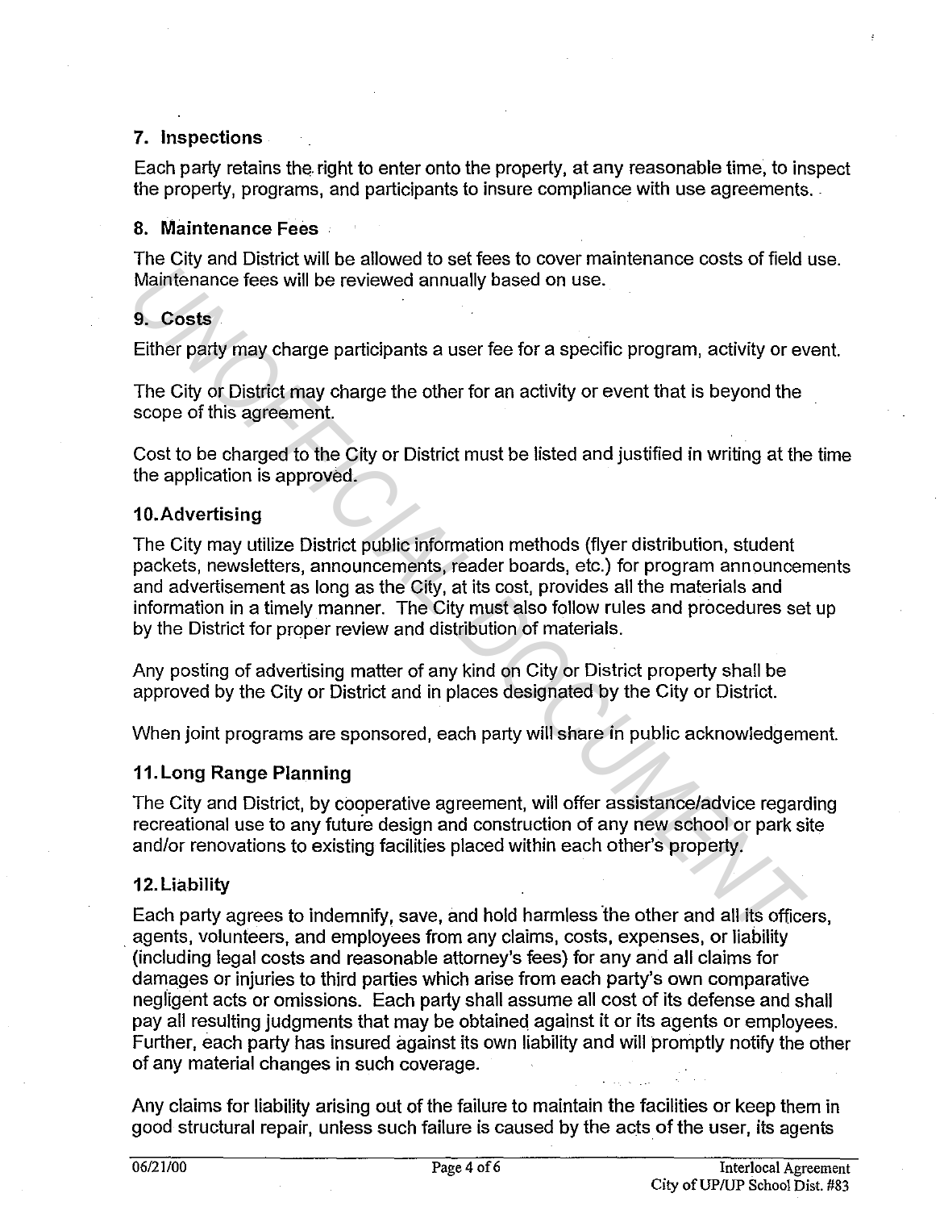## 7. Inspections

Each party retains the right to enter onto the property, at any reasonable time, to inspect the property, programs, and participants to insure compliance with use agreements.

## 8. Maintenance Fees

The City and District will be allowed to set fees to cover maintenance costs of field use. Maintenance fees will be reviewed annually based on use.

## 9. Costs

Either party may charge participants a user fee for a specific program, activity or event.

The City or District may charge the other for an activity or event that is beyond the scope of this agreement.

Cost to be charged to the City or District must be listed and justified in writing at the time the application is approved.

## 10. Advertising

The City may utilize District public information methods (flyer distribution, student packets, newsletters, announcements, reader boards, etc.) for program announcements and advertisement as long as the City, at its cost, provides all the materials and information in a timely manner. The City must also follow rules and procedures set up by the District for proper review and distribution of materials.

Any posting of advertising matter of any kind on City or District property shall be approved by the City or District and in places designated by the City or District.

When joint programs are sponsored, each party will share in public acknowledgement.

## 11. Long Range Planning

The City and District, by cooperative agreement, will offer assistance/advice regarding recreational use to any future design and construction of any new school or park site and/or renovations to existing facilities placed within each other's property.

## 12. Liability

Each party agrees to indemnify, save, and hold harmless the other and all its officers, agents, volunteers, and employees from any claims, costs, expenses, or liability (including legal costs and reasonable attorney's fees) for any and all claims for damages or injuries to third parties which arise from each party's own comparative negligent acts or omissions. Each party shall assume all cost of its defense and shall pay all resulting judgments that may be obtained against it or its agents or employees. Further, each party has insured against its own liability and will promptly notify the other of any material changes in such coverage.

Any claims for liability arising out of the failure to maintain the facilities or keep them in good structural repair, unless such failure is caused by the acts of the user, its agents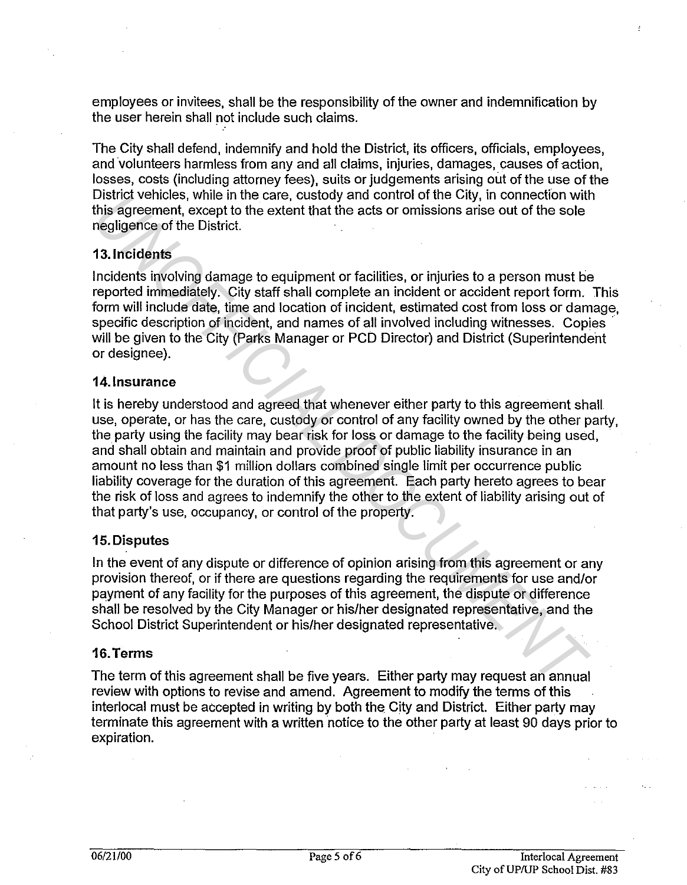employees or invitees, shall be the responsibility of the owner and indemnification by the user herein shall not include such claims.

The City shall defend, indemnify and hold the District, its officers, officials, employees, and volunteers harmless from any and all claims, injuries, damages, causes of action, losses, costs (including attorney fees), suits or judgements arising out of the use of the District vehicles, while in the care, custody and control of the City, in connection with this agreement, except to the extent that the acts or omissions arise out of the sole negligence of the District.

### 13. Incidents

Incidents involving damage to equipment or facilities, or injuries to a person must be reported immediately. City staff shall complete an incident or accident report form. This form will include date, time and location of incident, estimated cost from loss or damage, specific description of incident, and names of all involved including witnesses. Copies will be given to the City (Parks Manager or PCD Director) and District (Superintendent or designee).

### 14. Insurance

It is hereby understood and agreed that whenever either party to this agreement shall use, operate, or has the care, custody or control of any facility owned by the other party, the party using the facility may bear risk for loss or damage to the facility being used, and shall obtain and maintain and provide proof of public liability insurance in an amount no less than $1 million dollars combined single limit per occurrence public liability coverage for the duration of this agreement. Each party hereto agrees to bear the risk of loss and agrees to indemnify the other to the extent of liability arising out of that party's use, occupancy, or control of the property.

### 15. Disputes

In the event of any dispute or difference of opinion arising from this agreement or any provision thereof, or if there are questions regarding the requirements for use and/or payment of any facility for the purposes of this agreement, the dispute or difference shall be resolved by the City Manager or his/her designated representative, and the School District Superintendent or his/her designated representative.

### 16. Terms

The term of this agreement shall be five years. Either party may request an annual review with options to revise and amend. Agreement to modify the terms of this interlocal must be accepted in writing by both the City and District. Either party may terminate this agreement with a written notice to the other party at least 90 days prior to expiration.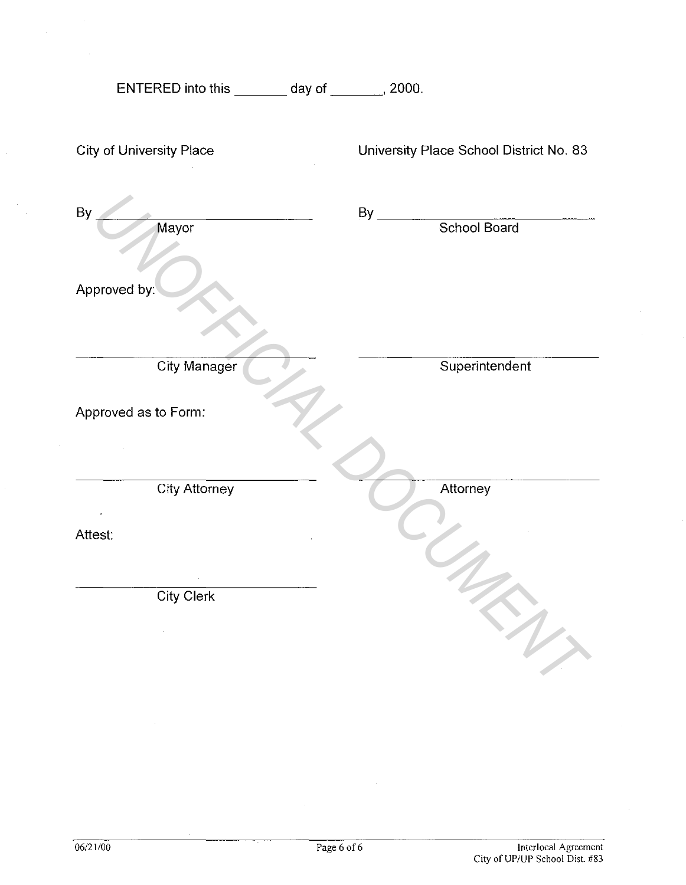ENTERED into this _______ day of _______, 2000.

| | |
|---|---|
| City of University Place | University Place School District No. 83 |
| By ______________________ Mayor | By ______________________ School Board |
| Approved by: | |
| ______________________ City Manager | ______________________ Superintendent |
| Approved as to Form: | |
| ______________________ City Attorney | ______________________ Attorney |
| Attest: | |
| ______________________ City Clerk | |

UNOFFICIAL DOCUMENT

06/21/00

Interlocal Agreement
City of UP/UP School Dist. #83